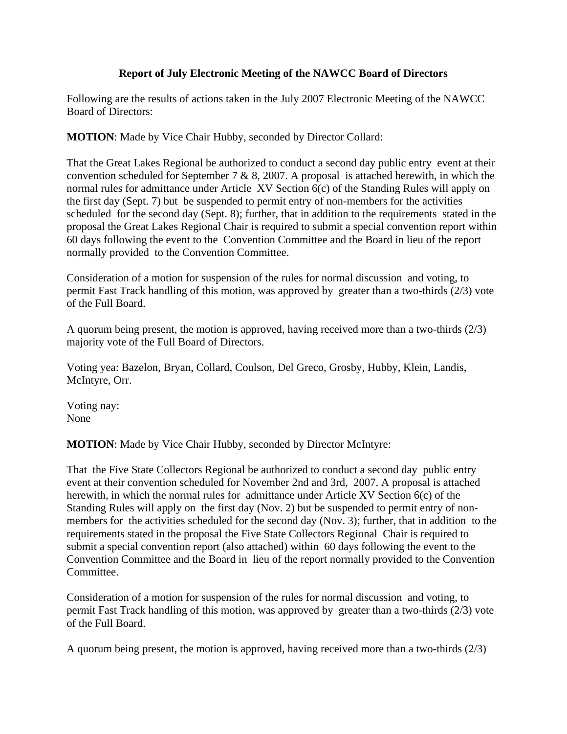### Report of July Electronic Meeting of the NAWCC Board of Directors

Following are the results of actions taken in the July 2007 Electronic Meeting of the NAWCC Board of Directors:

**MOTION**: Made by Vice Chair Hubby, seconded by Director Collard:

That the Great Lakes Regional be authorized to conduct a second day public entry event at their convention scheduled for September 7 & 8, 2007. A proposal is attached herewith, in which the normal rules for admittance under Article XV Section 6(c) of the Standing Rules will apply on the first day (Sept. 7) but be suspended to permit entry of non-members for the activities scheduled for the second day (Sept. 8); further, that in addition to the requirements stated in the proposal the Great Lakes Regional Chair is required to submit a special convention report within 60 days following the event to the Convention Committee and the Board in lieu of the report normally provided to the Convention Committee.

Consideration of a motion for suspension of the rules for normal discussion and voting, to permit Fast Track handling of this motion, was approved by greater than a two-thirds (2/3) vote of the Full Board.

A quorum being present, the motion is approved, having received more than a two-thirds (2/3) majority vote of the Full Board of Directors.

Voting yea: Bazelon, Bryan, Collard, Coulson, Del Greco, Grosby, Hubby, Klein, Landis, McIntyre, Orr.

Voting nay:
None

**MOTION**: Made by Vice Chair Hubby, seconded by Director McIntyre:

That the Five State Collectors Regional be authorized to conduct a second day public entry event at their convention scheduled for November 2nd and 3rd, 2007. A proposal is attached herewith, in which the normal rules for admittance under Article XV Section 6(c) of the Standing Rules will apply on the first day (Nov. 2) but be suspended to permit entry of non-members for the activities scheduled for the second day (Nov. 3); further, that in addition to the requirements stated in the proposal the Five State Collectors Regional Chair is required to submit a special convention report (also attached) within 60 days following the event to the Convention Committee and the Board in lieu of the report normally provided to the Convention Committee.

Consideration of a motion for suspension of the rules for normal discussion and voting, to permit Fast Track handling of this motion, was approved by greater than a two-thirds (2/3) vote of the Full Board.

A quorum being present, the motion is approved, having received more than a two-thirds (2/3)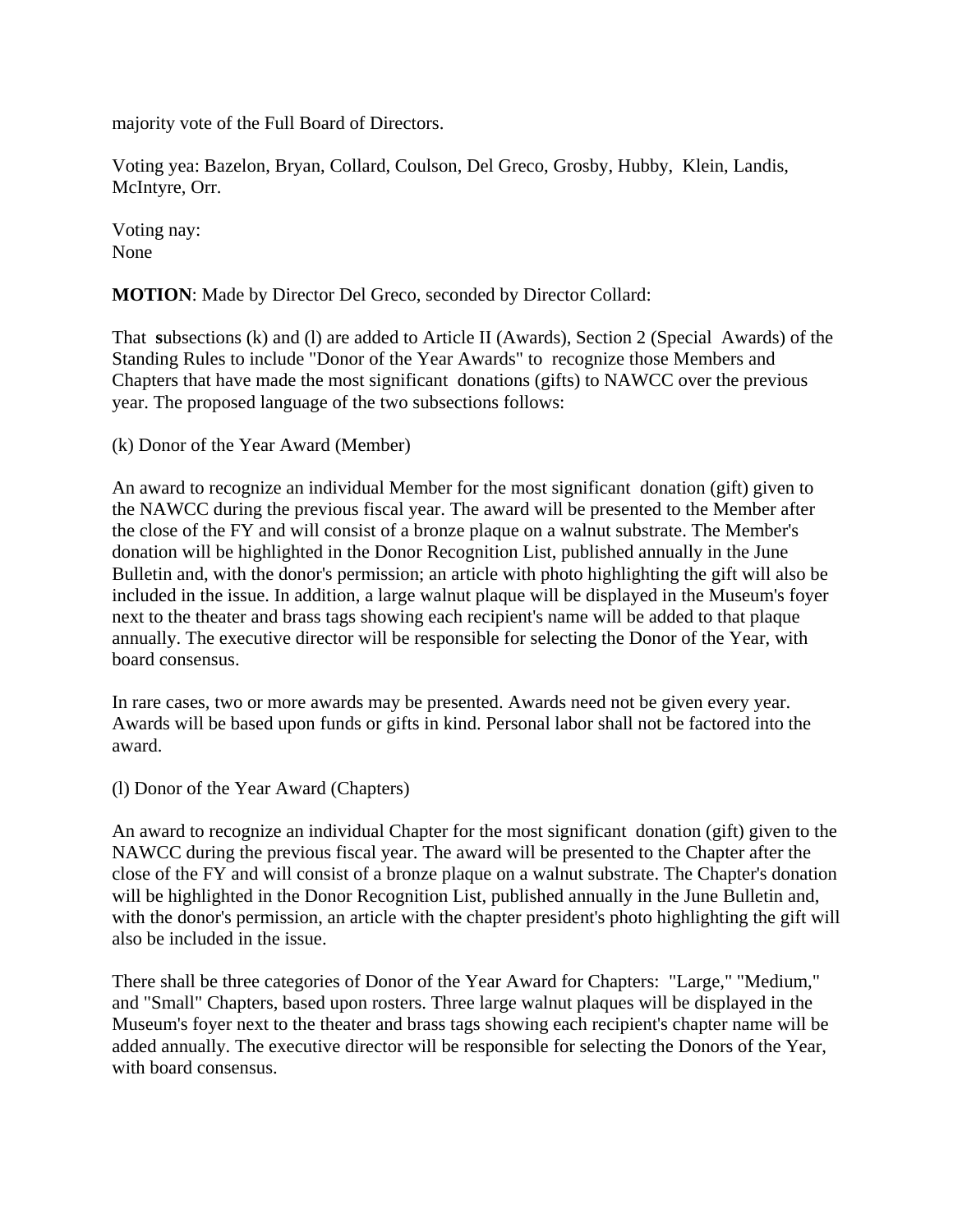majority vote of the Full Board of Directors.

Voting yea: Bazelon, Bryan, Collard, Coulson, Del Greco, Grosby, Hubby, Klein, Landis, McIntyre, Orr.

Voting nay:
None

**MOTION**: Made by Director Del Greco, seconded by Director Collard:

That **s**ubsections (k) and (l) are added to Article II (Awards), Section 2 (Special Awards) of the Standing Rules to include "Donor of the Year Awards" to recognize those Members and Chapters that have made the most significant donations (gifts) to NAWCC over the previous year. The proposed language of the two subsections follows:

(k) Donor of the Year Award (Member)

An award to recognize an individual Member for the most significant donation (gift) given to the NAWCC during the previous fiscal year. The award will be presented to the Member after the close of the FY and will consist of a bronze plaque on a walnut substrate. The Member's donation will be highlighted in the Donor Recognition List, published annually in the June Bulletin and, with the donor's permission; an article with photo highlighting the gift will also be included in the issue. In addition, a large walnut plaque will be displayed in the Museum's foyer next to the theater and brass tags showing each recipient's name will be added to that plaque annually. The executive director will be responsible for selecting the Donor of the Year, with board consensus.

In rare cases, two or more awards may be presented. Awards need not be given every year. Awards will be based upon funds or gifts in kind. Personal labor shall not be factored into the award.

(l) Donor of the Year Award (Chapters)

An award to recognize an individual Chapter for the most significant donation (gift) given to the NAWCC during the previous fiscal year. The award will be presented to the Chapter after the close of the FY and will consist of a bronze plaque on a walnut substrate. The Chapter's donation will be highlighted in the Donor Recognition List, published annually in the June Bulletin and, with the donor's permission, an article with the chapter president's photo highlighting the gift will also be included in the issue.

There shall be three categories of Donor of the Year Award for Chapters: "Large," "Medium," and "Small" Chapters, based upon rosters. Three large walnut plaques will be displayed in the Museum's foyer next to the theater and brass tags showing each recipient's chapter name will be added annually. The executive director will be responsible for selecting the Donors of the Year, with board consensus.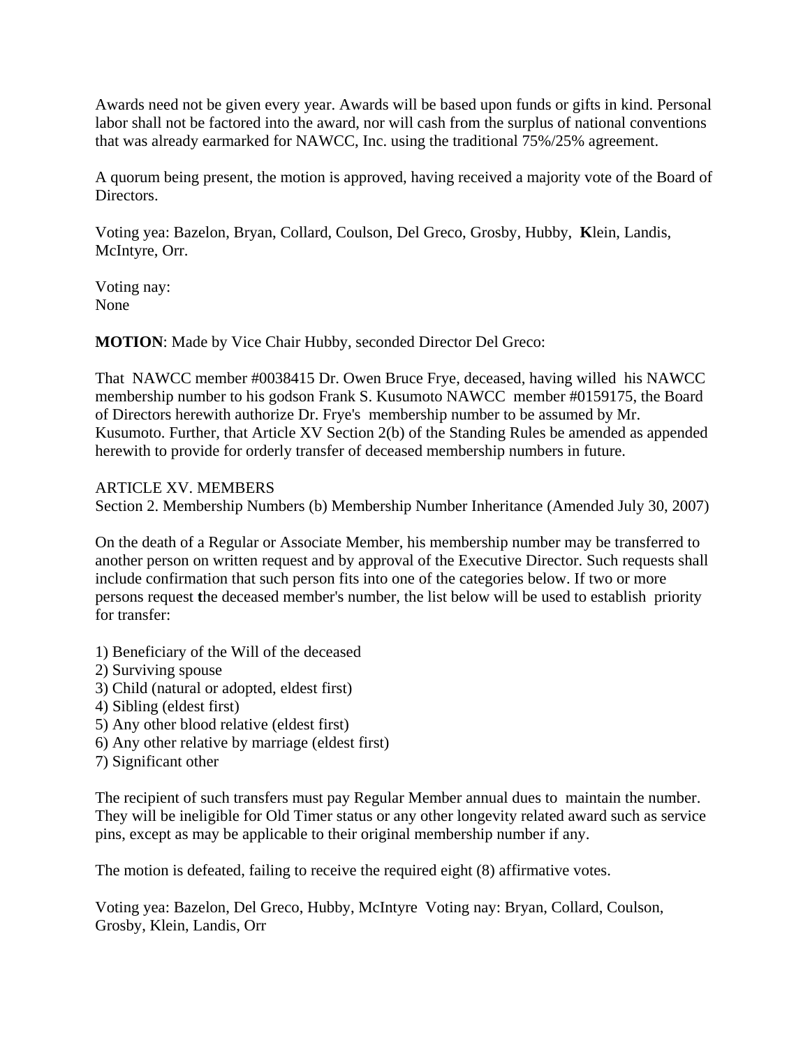Awards need not be given every year. Awards will be based upon funds or gifts in kind. Personal labor shall not be factored into the award, nor will cash from the surplus of national conventions that was already earmarked for NAWCC, Inc. using the traditional 75%/25% agreement.

A quorum being present, the motion is approved, having received a majority vote of the Board of Directors.

Voting yea: Bazelon, Bryan, Collard, Coulson, Del Greco, Grosby, Hubby, Klein, Landis, McIntyre, Orr.

Voting nay:
None

**MOTION**: Made by Vice Chair Hubby, seconded Director Del Greco:

That NAWCC member #0038415 Dr. Owen Bruce Frye, deceased, having willed his NAWCC membership number to his godson Frank S. Kusumoto NAWCC member #0159175, the Board of Directors herewith authorize Dr. Frye's membership number to be assumed by Mr. Kusumoto. Further, that Article XV Section 2(b) of the Standing Rules be amended as appended herewith to provide for orderly transfer of deceased membership numbers in future.

ARTICLE XV. MEMBERS
Section 2. Membership Numbers (b) Membership Number Inheritance (Amended July 30, 2007)

On the death of a Regular or Associate Member, his membership number may be transferred to another person on written request and by approval of the Executive Director. Such requests shall include confirmation that such person fits into one of the categories below. If two or more persons request the deceased member's number, the list below will be used to establish priority for transfer:

1) Beneficiary of the Will of the deceased
2) Surviving spouse
3) Child (natural or adopted, eldest first)
4) Sibling (eldest first)
5) Any other blood relative (eldest first)
6) Any other relative by marriage (eldest first)
7) Significant other

The recipient of such transfers must pay Regular Member annual dues to maintain the number. They will be ineligible for Old Timer status or any other longevity related award such as service pins, except as may be applicable to their original membership number if any.

The motion is defeated, failing to receive the required eight (8) affirmative votes.

Voting yea: Bazelon, Del Greco, Hubby, McIntyre Voting nay: Bryan, Collard, Coulson, Grosby, Klein, Landis, Orr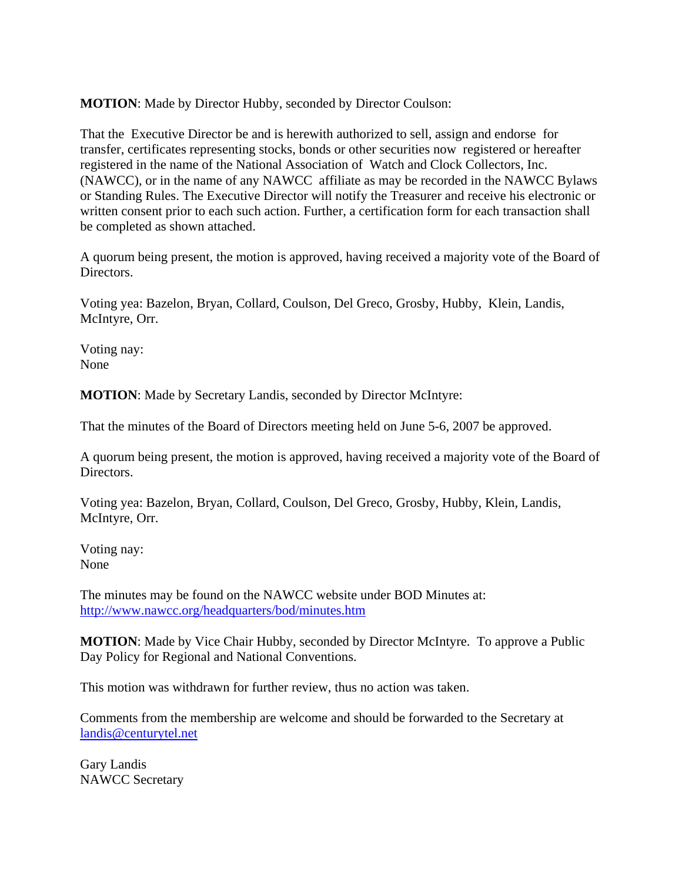**MOTION**: Made by Director Hubby, seconded by Director Coulson:

That the Executive Director be and is herewith authorized to sell, assign and endorse for transfer, certificates representing stocks, bonds or other securities now registered or hereafter registered in the name of the National Association of Watch and Clock Collectors, Inc. (NAWCC), or in the name of any NAWCC affiliate as may be recorded in the NAWCC Bylaws or Standing Rules. The Executive Director will notify the Treasurer and receive his electronic or written consent prior to each such action. Further, a certification form for each transaction shall be completed as shown attached.

A quorum being present, the motion is approved, having received a majority vote of the Board of Directors.

Voting yea: Bazelon, Bryan, Collard, Coulson, Del Greco, Grosby, Hubby, Klein, Landis, McIntyre, Orr.

Voting nay:
None

**MOTION**: Made by Secretary Landis, seconded by Director McIntyre:

That the minutes of the Board of Directors meeting held on June 5-6, 2007 be approved.

A quorum being present, the motion is approved, having received a majority vote of the Board of Directors.

Voting yea: Bazelon, Bryan, Collard, Coulson, Del Greco, Grosby, Hubby, Klein, Landis, McIntyre, Orr.

Voting nay:
None

The minutes may be found on the NAWCC website under BOD Minutes at:
http://www.nawcc.org/headquarters/bod/minutes.htm

**MOTION**: Made by Vice Chair Hubby, seconded by Director McIntyre. To approve a Public Day Policy for Regional and National Conventions.

This motion was withdrawn for further review, thus no action was taken.

Comments from the membership are welcome and should be forwarded to the Secretary at landis@centurytel.net

Gary Landis
NAWCC Secretary